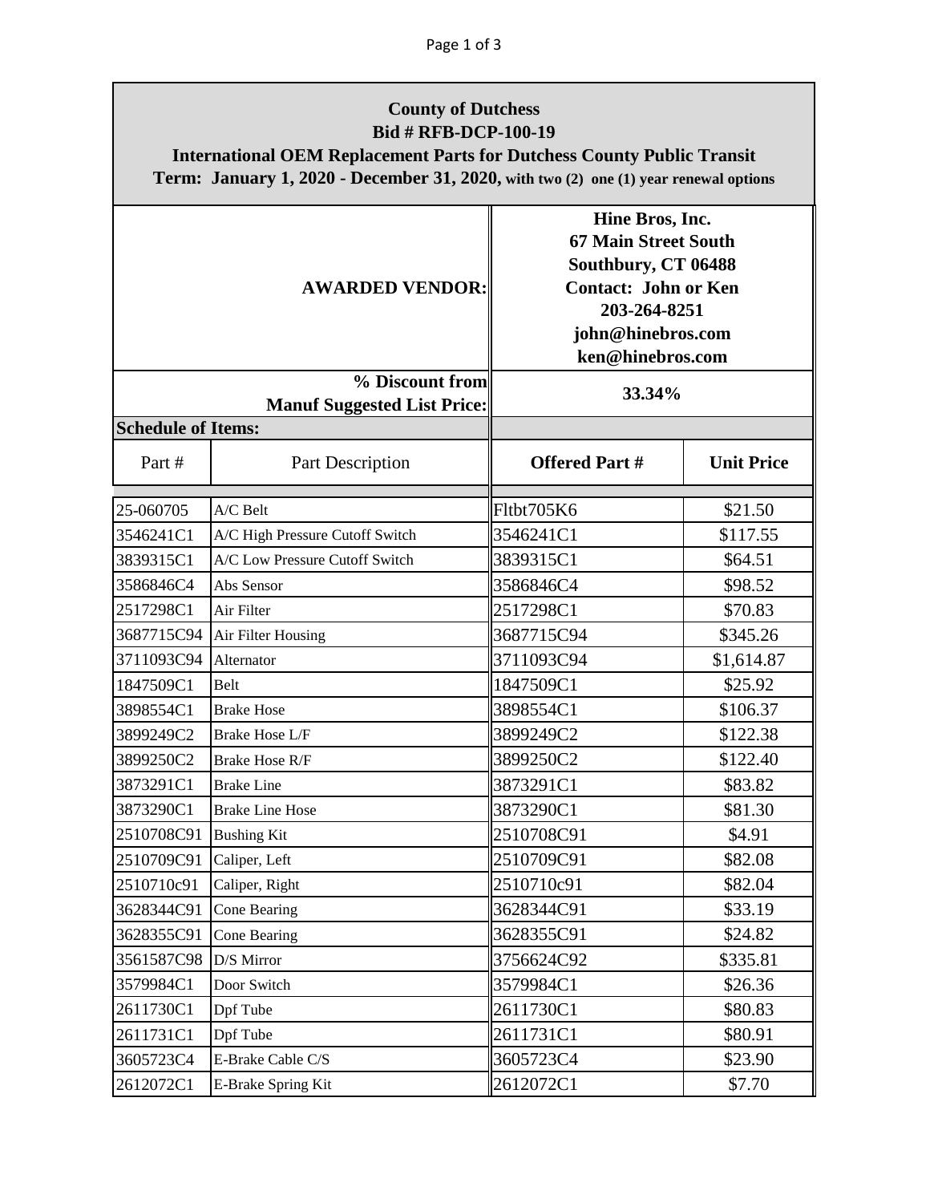**County of Dutchess**
**Bid # RFB-DCP-100-19**
**International OEM Replacement Parts for Dutchess County Public Transit**
**Term: January 1, 2020 - December 31, 2020, with two (2) one (1) year renewal options**

| | |
|---|---|
| **AWARDED VENDOR:** | **Hine Bros, Inc.**<br>**67 Main Street South**<br>**Southbury, CT 06488**<br>**Contact: John or Ken**<br>**203-264-8251**<br>**john@hinebros.com**<br>**ken@hinebros.com** |
| **% Discount from Manuf Suggested List Price:** | **33.34%** |

**Schedule of Items:**

| Part # | Part Description | Offered Part # | Unit Price |
|---|---|---|---|
| 25-060705 | A/C Belt | Fltbt705K6 | $21.50 |
| 3546241C1 | A/C High Pressure Cutoff Switch | 3546241C1 | $117.55 |
| 3839315C1 | A/C Low Pressure Cutoff Switch | 3839315C1 | $64.51 |
| 3586846C4 | Abs Sensor | 3586846C4 | $98.52 |
| 2517298C1 | Air Filter | 2517298C1 | $70.83 |
| 3687715C94 | Air Filter Housing | 3687715C94 | $345.26 |
| 3711093C94 | Alternator | 3711093C94 | $1,614.87 |
| 1847509C1 | Belt | 1847509C1 | $25.92 |
| 3898554C1 | Brake Hose | 3898554C1 | $106.37 |
| 3899249C2 | Brake Hose L/F | 3899249C2 | $122.38 |
| 3899250C2 | Brake Hose R/F | 3899250C2 | $122.40 |
| 3873291C1 | Brake Line | 3873291C1 | $83.82 |
| 3873290C1 | Brake Line Hose | 3873290C1 | $81.30 |
| 2510708C91 | Bushing Kit | 2510708C91 | $4.91 |
| 2510709C91 | Caliper, Left | 2510709C91 | $82.08 |
| 2510710c91 | Caliper, Right | 2510710c91 | $82.04 |
| 3628344C91 | Cone Bearing | 3628344C91 | $33.19 |
| 3628355C91 | Cone Bearing | 3628355C91 | $24.82 |
| 3561587C98 | D/S Mirror | 3756624C92 | $335.81 |
| 3579984C1 | Door Switch | 3579984C1 | $26.36 |
| 2611730C1 | Dpf Tube | 2611730C1 | $80.83 |
| 2611731C1 | Dpf Tube | 2611731C1 | $80.91 |
| 3605723C4 | E-Brake Cable C/S | 3605723C4 | $23.90 |
| 2612072C1 | E-Brake Spring Kit | 2612072C1 | $7.70 |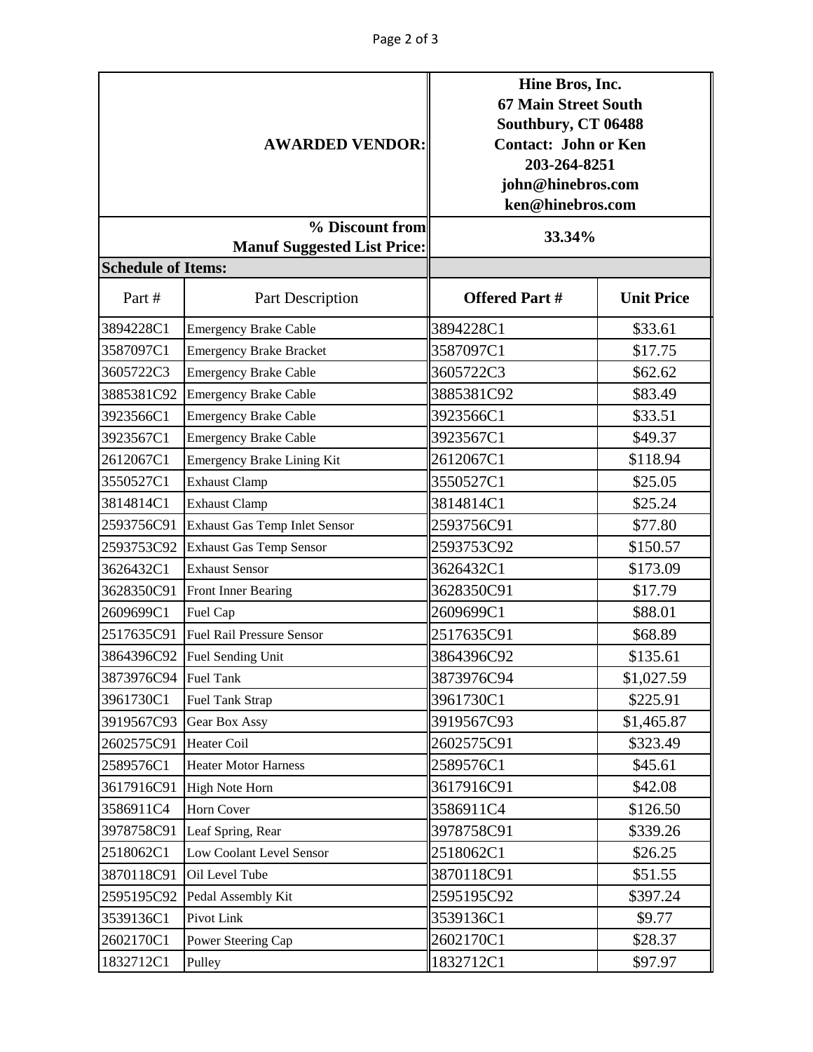| | | | |
|---|---|---|---|
| **AWARDED VENDOR:** | | **Hine Bros, Inc.**<br>**67 Main Street South**<br>**Southbury, CT 06488**<br>**Contact: John or Ken**<br>**203-264-8251**<br>**john@hinebros.com**<br>**ken@hinebros.com** | |
| **% Discount from Manuf Suggested List Price:** | | **33.34%** | |
| **Schedule of Items:** | | | |
| Part # | Part Description | **Offered Part #** | **Unit Price** |
| 3894228C1 | Emergency Brake Cable | 3894228C1 | $33.61 |
| 3587097C1 | Emergency Brake Bracket | 3587097C1 | $17.75 |
| 3605722C3 | Emergency Brake Cable | 3605722C3 | $62.62 |
| 3885381C92 | Emergency Brake Cable | 3885381C92 | $83.49 |
| 3923566C1 | Emergency Brake Cable | 3923566C1 | $33.51 |
| 3923567C1 | Emergency Brake Cable | 3923567C1 | $49.37 |
| 2612067C1 | Emergency Brake Lining Kit | 2612067C1 | $118.94 |
| 3550527C1 | Exhaust Clamp | 3550527C1 | $25.05 |
| 3814814C1 | Exhaust Clamp | 3814814C1 | $25.24 |
| 2593756C91 | Exhaust Gas Temp Inlet Sensor | 2593756C91 | $77.80 |
| 2593753C92 | Exhaust Gas Temp Sensor | 2593753C92 | $150.57 |
| 3626432C1 | Exhaust Sensor | 3626432C1 | $173.09 |
| 3628350C91 | Front Inner Bearing | 3628350C91 | $17.79 |
| 2609699C1 | Fuel Cap | 2609699C1 | $88.01 |
| 2517635C91 | Fuel Rail Pressure Sensor | 2517635C91 | $68.89 |
| 3864396C92 | Fuel Sending Unit | 3864396C92 | $135.61 |
| 3873976C94 | Fuel Tank | 3873976C94 | $1,027.59 |
| 3961730C1 | Fuel Tank Strap | 3961730C1 | $225.91 |
| 3919567C93 | Gear Box Assy | 3919567C93 | $1,465.87 |
| 2602575C91 | Heater Coil | 2602575C91 | $323.49 |
| 2589576C1 | Heater Motor Harness | 2589576C1 | $45.61 |
| 3617916C91 | High Note Horn | 3617916C91 | $42.08 |
| 3586911C4 | Horn Cover | 3586911C4 | $126.50 |
| 3978758C91 | Leaf Spring, Rear | 3978758C91 | $339.26 |
| 2518062C1 | Low Coolant Level Sensor | 2518062C1 | $26.25 |
| 3870118C91 | Oil Level Tube | 3870118C91 | $51.55 |
| 2595195C92 | Pedal Assembly Kit | 2595195C92 | $397.24 |
| 3539136C1 | Pivot Link | 3539136C1 | $9.77 |
| 2602170C1 | Power Steering Cap | 2602170C1 | $28.37 |
| 1832712C1 | Pulley | 1832712C1 | $97.97 |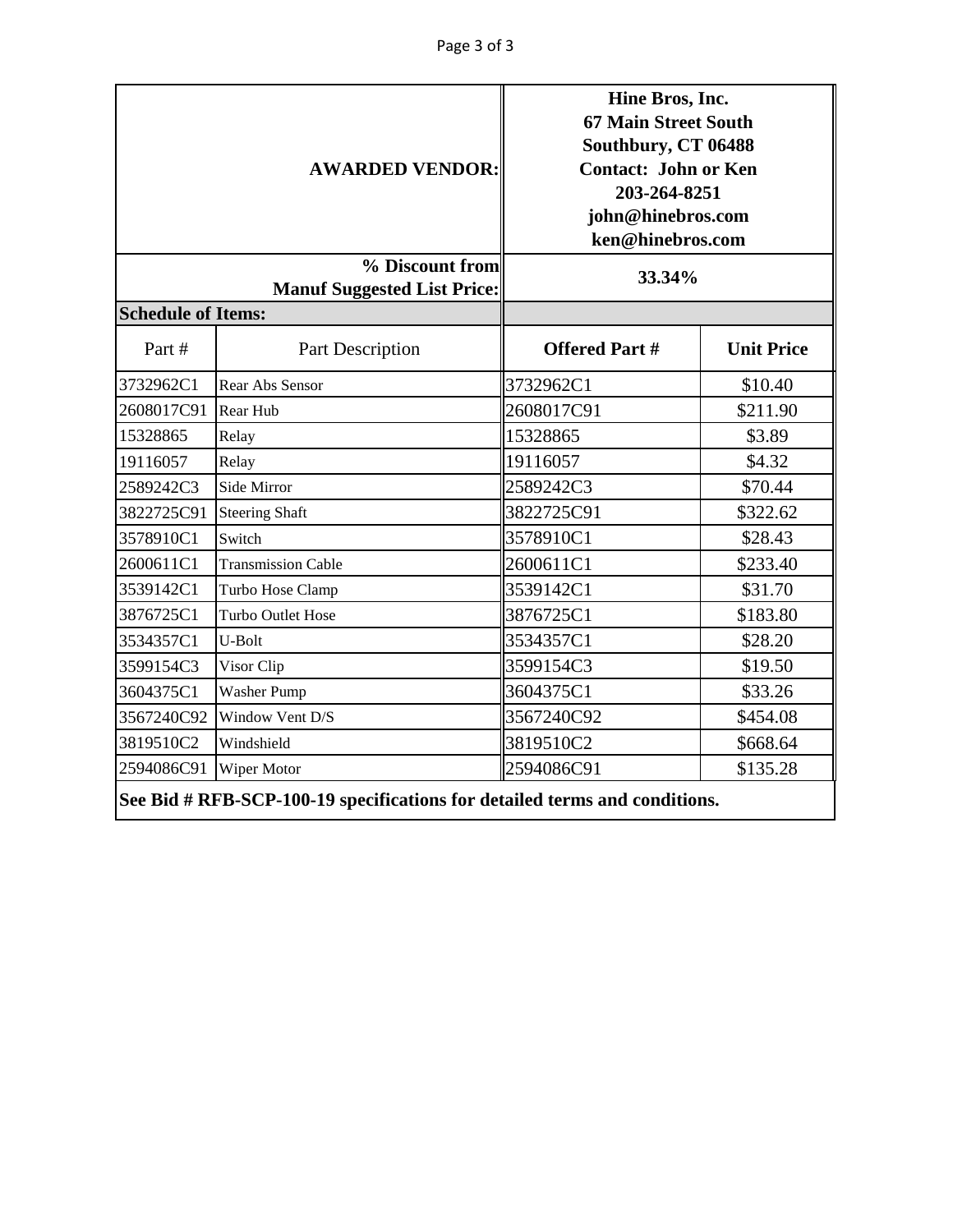| | | | |
|---|---|---|---|
| **AWARDED VENDOR:** | | **Hine Bros, Inc.**<br>**67 Main Street South**<br>**Southbury, CT 06488**<br>**Contact: John or Ken**<br>**203-264-8251**<br>**john@hinebros.com**<br>**ken@hinebros.com** | |
| **% Discount from Manuf Suggested List Price:** | | **33.34%** | |
| **Schedule of Items:** | | | |
| Part # | Part Description | **Offered Part #** | **Unit Price** |
| 3732962C1 | Rear Abs Sensor | 3732962C1 | $10.40 |
| 2608017C91 | Rear Hub | 2608017C91 | $211.90 |
| 15328865 | Relay | 15328865 | $3.89 |
| 19116057 | Relay | 19116057 | $4.32 |
| 2589242C3 | Side Mirror | 2589242C3 | $70.44 |
| 3822725C91 | Steering Shaft | 3822725C91 | $322.62 |
| 3578910C1 | Switch | 3578910C1 | $28.43 |
| 2600611C1 | Transmission Cable | 2600611C1 | $233.40 |
| 3539142C1 | Turbo Hose Clamp | 3539142C1 | $31.70 |
| 3876725C1 | Turbo Outlet Hose | 3876725C1 | $183.80 |
| 3534357C1 | U-Bolt | 3534357C1 | $28.20 |
| 3599154C3 | Visor Clip | 3599154C3 | $19.50 |
| 3604375C1 | Washer Pump | 3604375C1 | $33.26 |
| 3567240C92 | Window Vent D/S | 3567240C92 | $454.08 |
| 3819510C2 | Windshield | 3819510C2 | $668.64 |
| 2594086C91 | Wiper Motor | 2594086C91 | $135.28 |

**See Bid # RFB-SCP-100-19 specifications for detailed terms and conditions.**